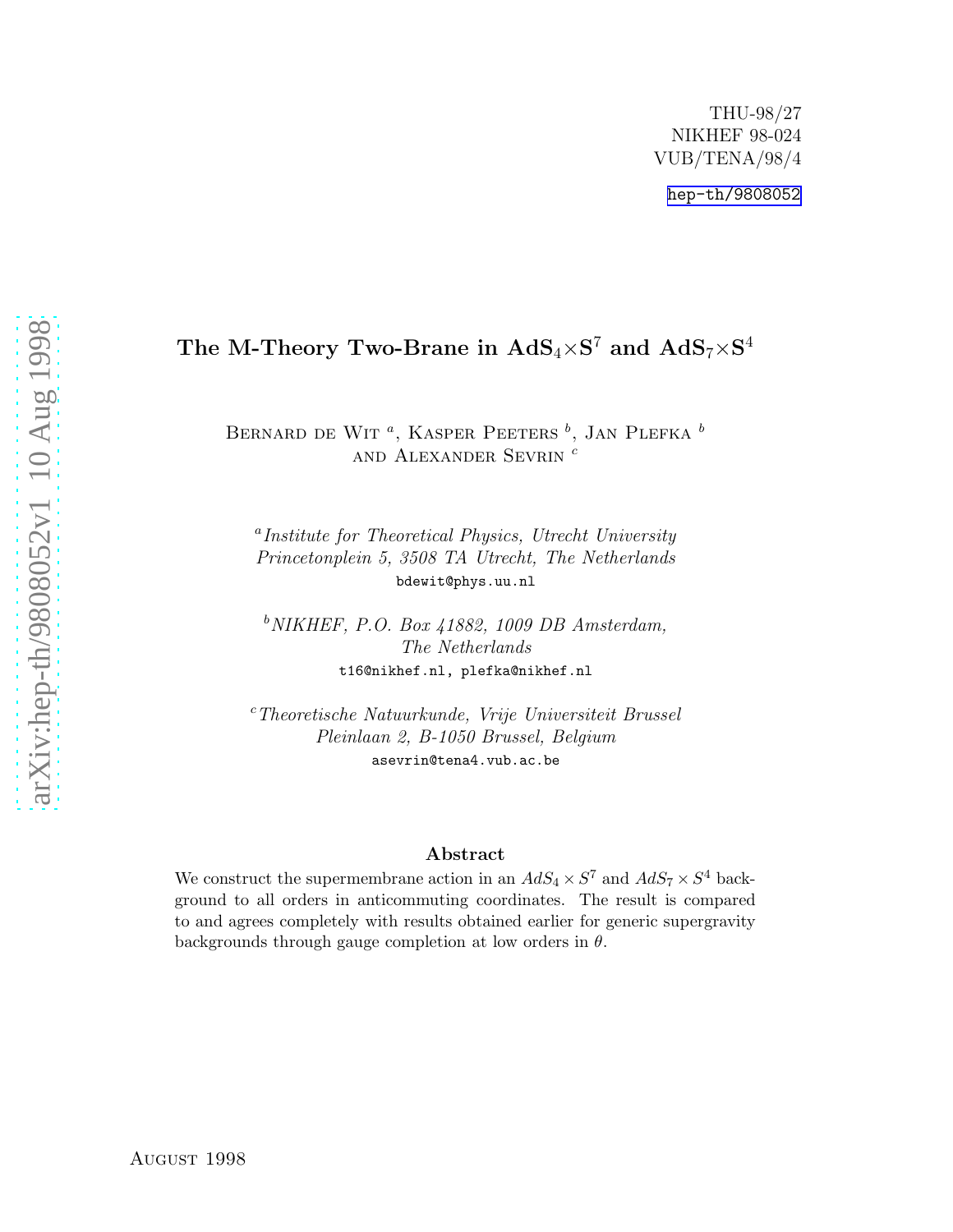THU-98/27
NIKHEF 98-024
VUB/TENA/98/4

hep-th/9808052

# The M-Theory Two-Brane in $\mathbf{AdS}_4{\times}\mathbf{S}^7$ and $\mathbf{AdS}_7{\times}\mathbf{S}^4$

Bernard de Wit [a], Kasper Peeters [b], Jan Plefka [b] and Alexander Sevrin [c]

[a] *Institute for Theoretical Physics, Utrecht University*
*Princetonplein 5, 3508 TA Utrecht, The Netherlands*
bdewit@phys.uu.nl

[b] *NIKHEF, P.O. Box 41882, 1009 DB Amsterdam, The Netherlands*
t16@nikhef.nl, plefka@nikhef.nl

[c] *Theoretische Natuurkunde, Vrije Universiteit Brussel*
*Pleinlaan 2, B-1050 Brussel, Belgium*
asevrin@tena4.vub.ac.be

## Abstract

We construct the supermembrane action in an $AdS_4 \times S^7$ and $AdS_7 \times S^4$ background to all orders in anticommuting coordinates. The result is compared to and agrees completely with results obtained earlier for generic supergravity backgrounds through gauge completion at low orders in $\theta$.

August 1998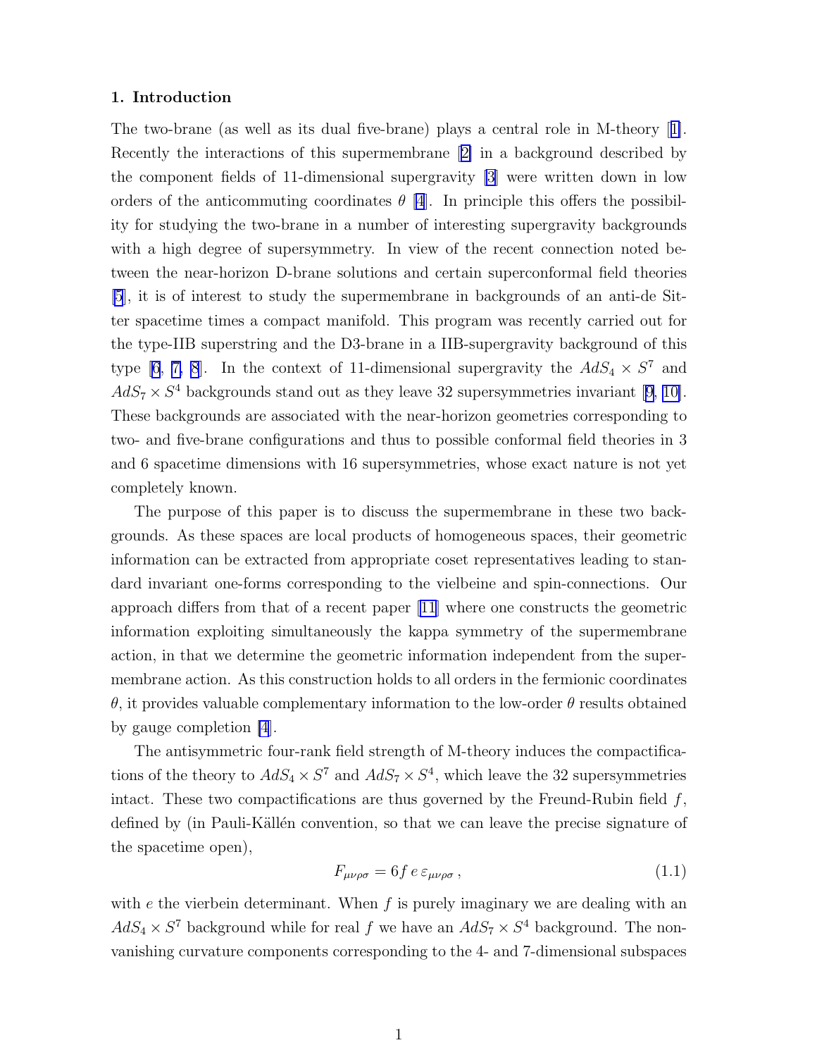## 1. Introduction

The two-brane (as well as its dual five-brane) plays a central role in M-theory [1]. Recently the interactions of this supermembrane [2] in a background described by the component fields of 11-dimensional supergravity [3] were written down in low orders of the anticommuting coordinates $\theta$ [4]. In principle this offers the possibility for studying the two-brane in a number of interesting supergravity backgrounds with a high degree of supersymmetry. In view of the recent connection noted between the near-horizon D-brane solutions and certain superconformal field theories [5], it is of interest to study the supermembrane in backgrounds of an anti-de Sitter spacetime times a compact manifold. This program was recently carried out for the type-IIB superstring and the D3-brane in a IIB-supergravity background of this type [6, 7, 8]. In the context of 11-dimensional supergravity the $AdS_4 \times S^7$ and $AdS_7 \times S^4$ backgrounds stand out as they leave 32 supersymmetries invariant [9, 10]. These backgrounds are associated with the near-horizon geometries corresponding to two- and five-brane configurations and thus to possible conformal field theories in 3 and 6 spacetime dimensions with 16 supersymmetries, whose exact nature is not yet completely known.

The purpose of this paper is to discuss the supermembrane in these two backgrounds. As these spaces are local products of homogeneous spaces, their geometric information can be extracted from appropriate coset representatives leading to standard invariant one-forms corresponding to the vielbeine and spin-connections. Our approach differs from that of a recent paper [11] where one constructs the geometric information exploiting simultaneously the kappa symmetry of the supermembrane action, in that we determine the geometric information independent from the supermembrane action. As this construction holds to all orders in the fermionic coordinates $\theta$, it provides valuable complementary information to the low-order $\theta$ results obtained by gauge completion [4].

The antisymmetric four-rank field strength of M-theory induces the compactifications of the theory to $AdS_4 \times S^7$ and $AdS_7 \times S^4$, which leave the 32 supersymmetries intact. These two compactifications are thus governed by the Freund-Rubin field $f$, defined by (in Pauli-Källén convention, so that we can leave the precise signature of the spacetime open),

$$F_{\mu\nu\rho\sigma} = 6f\, e\, \varepsilon_{\mu\nu\rho\sigma}\,, \tag{1.1}$$

with $e$ the vierbein determinant. When $f$ is purely imaginary we are dealing with an $AdS_4 \times S^7$ background while for real $f$ we have an $AdS_7 \times S^4$ background. The non-vanishing curvature components corresponding to the 4- and 7-dimensional subspaces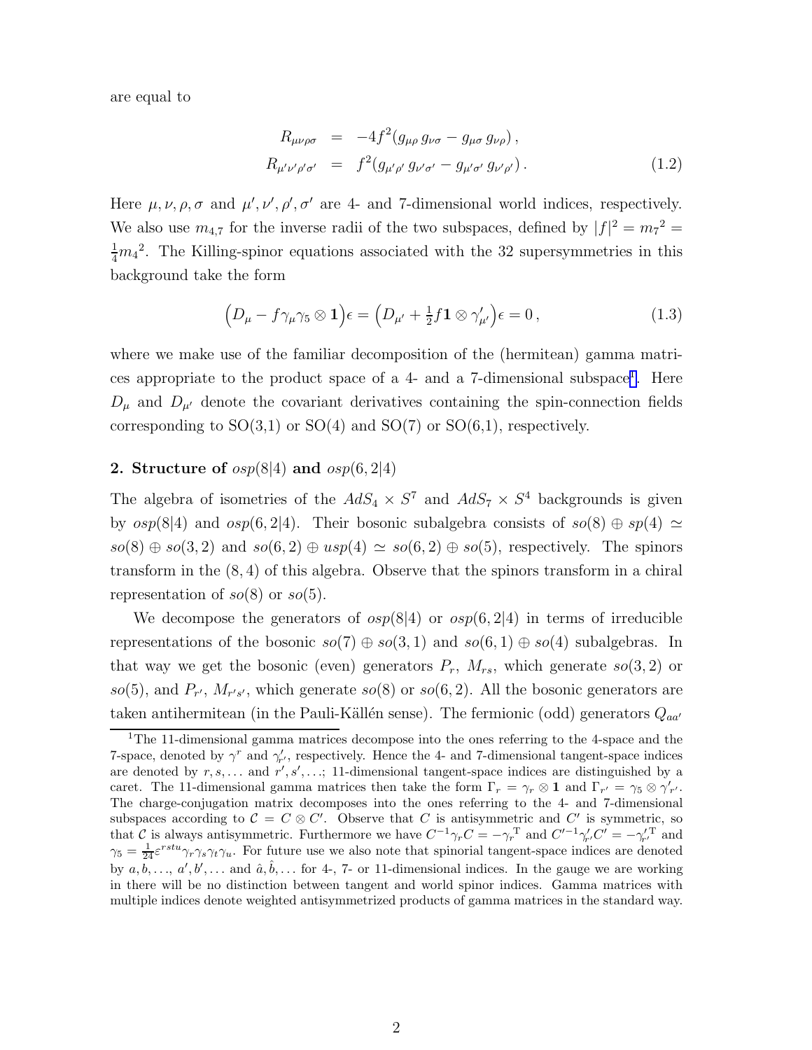are equal to

$$
\begin{aligned}
R_{\mu\nu\rho\sigma} &= -4f^2(g_{\mu\rho}\, g_{\nu\sigma} - g_{\mu\sigma}\, g_{\nu\rho})\,, \\
R_{\mu'\nu'\rho'\sigma'} &= f^2(g_{\mu'\rho'}\, g_{\nu'\sigma'} - g_{\mu'\sigma'}\, g_{\nu'\rho'})\,.
\end{aligned}
\tag{1.2}
$$

Here $\mu,\nu,\rho,\sigma$ and $\mu',\nu',\rho',\sigma'$ are 4- and 7-dimensional world indices, respectively. We also use $m_{4,7}$ for the inverse radii of the two subspaces, defined by $|f|^2 = {m_7}^2 = \frac{1}{4}{m_4}^2$. The Killing-spinor equations associated with the 32 supersymmetries in this background take the form

$$
\Big(D_\mu - f\gamma_\mu\gamma_5 \otimes \mathbf{1}\Big)\epsilon = \Big(D_{\mu'} + \tfrac{1}{2}f\mathbf{1}\otimes\gamma'_{\mu'}\Big)\epsilon = 0\,, \tag{1.3}
$$

where we make use of the familiar decomposition of the (hermitean) gamma matrices appropriate to the product space of a 4- and a 7-dimensional subspace[1]. Here $D_\mu$ and $D_{\mu'}$ denote the covariant derivatives containing the spin-connection fields corresponding to SO(3,1) or SO(4) and SO(7) or SO(6,1), respectively.

## 2. Structure of $osp(8|4)$ and $osp(6,2|4)$

The algebra of isometries of the $AdS_4\times S^7$ and $AdS_7\times S^4$ backgrounds is given by $osp(8|4)$ and $osp(6,2|4)$. Their bosonic subalgebra consists of $so(8)\oplus sp(4) \simeq so(8)\oplus so(3,2)$ and $so(6,2)\oplus usp(4) \simeq so(6,2)\oplus so(5)$, respectively. The spinors transform in the $(8,4)$ of this algebra. Observe that the spinors transform in a chiral representation of $so(8)$ or $so(5)$.

We decompose the generators of $osp(8|4)$ or $osp(6,2|4)$ in terms of irreducible representations of the bosonic $so(7)\oplus so(3,1)$ and $so(6,1)\oplus so(4)$ subalgebras. In that way we get the bosonic (even) generators $P_r$, $M_{rs}$, which generate $so(3,2)$ or $so(5)$, and $P_{r'}$, $M_{r's'}$, which generate $so(8)$ or $so(6,2)$. All the bosonic generators are taken antihermitean (in the Pauli-Källén sense). The fermionic (odd) generators $Q_{aa'}$

[1] The 11-dimensional gamma matrices decompose into the ones referring to the 4-space and the 7-space, denoted by $\gamma^r$ and $\gamma'_{r'}$, respectively. Hence the 4- and 7-dimensional tangent-space indices are denoted by $r,s,\ldots$ and $r',s',\ldots$; 11-dimensional tangent-space indices are distinguished by a caret. The 11-dimensional gamma matrices then take the form $\Gamma_r = \gamma_r\otimes\mathbf{1}$ and $\Gamma_{r'} = \gamma_5\otimes\gamma'_{r'}$. The charge-conjugation matrix decomposes into the ones referring to the 4- and 7-dimensional subspaces according to $\mathcal{C} = C\otimes C'$. Observe that $C$ is antisymmetric and $C'$ is symmetric, so that $\mathcal{C}$ is always antisymmetric. Furthermore we have $C^{-1}\gamma_r C = -\gamma_r{}^{\rm T}$ and $C'^{-1}\gamma'_{r'}C' = -\gamma'_{r'}{}^{\rm T}$ and $\gamma_5 = \frac{1}{24}\varepsilon^{rstu}\gamma_r\gamma_s\gamma_t\gamma_u$. For future use we also note that spinorial tangent-space indices are denoted by $a,b,\ldots$, $a',b',\ldots$ and $\hat a,\hat b,\ldots$ for 4-, 7- or 11-dimensional indices. In the gauge we are working in there will be no distinction between tangent and world spinor indices. Gamma matrices with multiple indices denote weighted antisymmetrized products of gamma matrices in the standard way.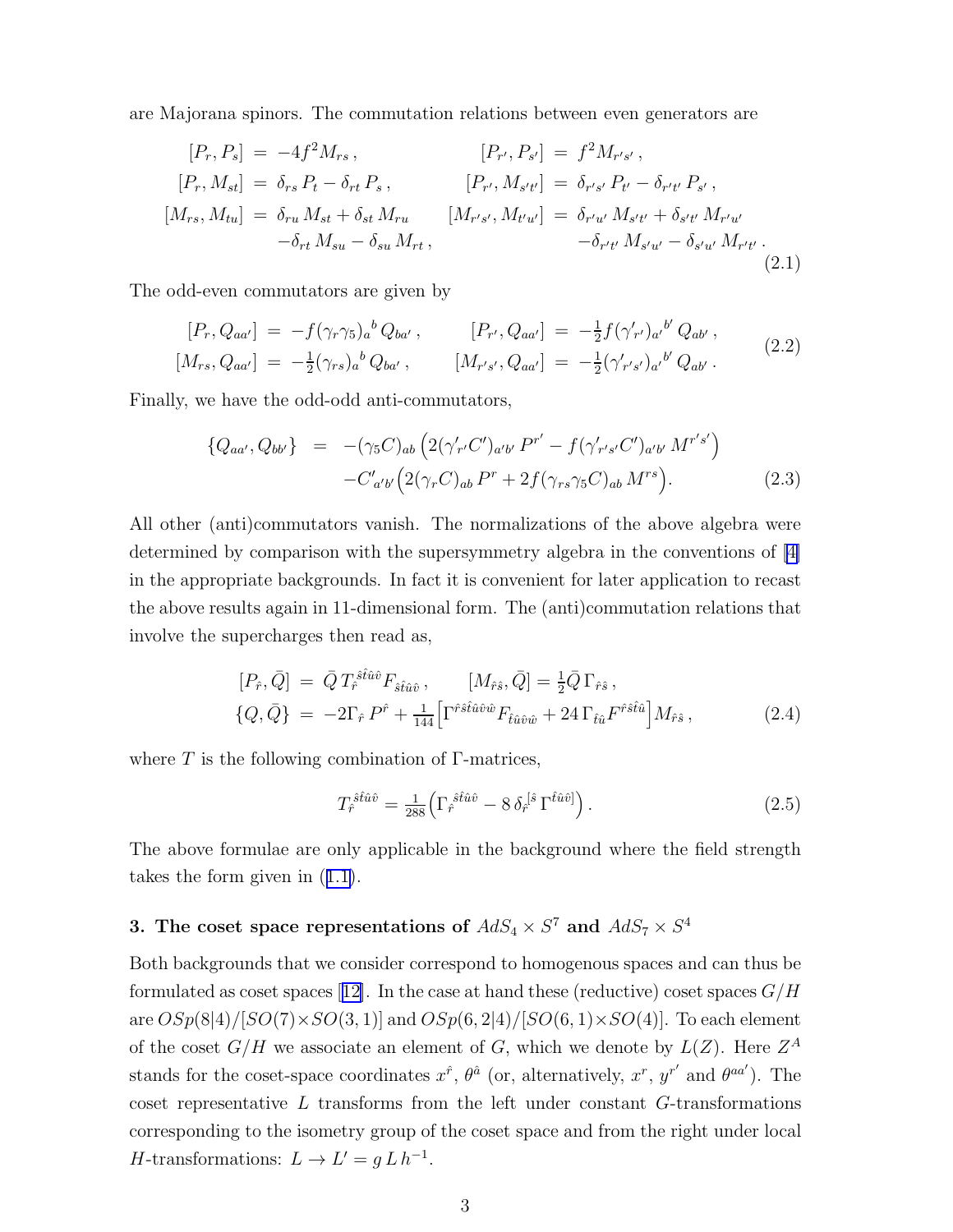are Majorana spinors. The commutation relations between even generators are

$$
\begin{aligned}
[P_r, P_s] &= -4f^2 M_{rs}\,, & [P_{r'}, P_{s'}] &= f^2 M_{r's'}\,,\\
[P_r, M_{st}] &= \delta_{rs}\, P_t - \delta_{rt}\, P_s\,, & [P_{r'}, M_{s't'}] &= \delta_{r's'}\, P_{t'} - \delta_{r't'}\, P_{s'}\,,\\
[M_{rs}, M_{tu}] &= \delta_{ru}\, M_{st} + \delta_{st}\, M_{ru} & [M_{r's'}, M_{t'u'}] &= \delta_{r'u'}\, M_{s't'} + \delta_{s't'}\, M_{r'u'}\\
&\quad -\delta_{rt}\, M_{su} - \delta_{su}\, M_{rt}\,, & &\quad -\delta_{r't'}\, M_{s'u'} - \delta_{s'u'}\, M_{r't'}\,.
\end{aligned}
\tag{2.1}
$$

The odd-even commutators are given by

$$
\begin{aligned}
[P_r, Q_{aa'}] &= -f(\gamma_r\gamma_5)_a{}^b\, Q_{ba'}\,, & [P_{r'}, Q_{aa'}] &= -\tfrac{1}{2} f(\gamma'_{r'})_{a'}{}^{b'}\, Q_{ab'}\,,\\
[M_{rs}, Q_{aa'}] &= -\tfrac{1}{2}(\gamma_{rs})_a{}^b\, Q_{ba'}\,, & [M_{r's'}, Q_{aa'}] &= -\tfrac{1}{2}(\gamma'_{r's'})_{a'}{}^{b'}\, Q_{ab'}\,.
\end{aligned}
\tag{2.2}
$$

Finally, we have the odd-odd anti-commutators,

$$
\begin{aligned}
\{Q_{aa'}, Q_{bb'}\} &= -(\gamma_5 C)_{ab}\Big(2(\gamma'_{r'}C')_{a'b'}\, P^{r'} - f(\gamma'_{r's'}C')_{a'b'}\, M^{r's'}\Big)\\
&\quad -C'_{a'b'}\Big(2(\gamma_r C)_{ab}\, P^r + 2f(\gamma_{rs}\gamma_5 C)_{ab}\, M^{rs}\Big).
\end{aligned}
\tag{2.3}
$$

All other (anti)commutators vanish. The normalizations of the above algebra were determined by comparison with the supersymmetry algebra in the conventions of [4] in the appropriate backgrounds. In fact it is convenient for later application to recast the above results again in 11-dimensional form. The (anti)commutation relations that involve the supercharges then read as,

$$
\begin{aligned}
[P_{\hat r}, \bar Q] &= \bar Q\, T_{\hat r}{}^{\hat s\hat t\hat u\hat v} F_{\hat s\hat t\hat u\hat v}\,, \qquad [M_{\hat r\hat s}, \bar Q] = \tfrac{1}{2}\bar Q\, \Gamma_{\hat r\hat s}\,,\\
\{Q, \bar Q\} &= -2\Gamma_{\hat r}\, P^{\hat r} + \tfrac{1}{144}\Big[\Gamma^{\hat r\hat s\hat t\hat u\hat v\hat w} F_{\hat t\hat u\hat v\hat w} + 24\,\Gamma_{\hat t\hat u} F^{\hat r\hat s\hat t\hat u}\Big] M_{\hat r\hat s}\,,
\end{aligned}
\tag{2.4}
$$

where $T$ is the following combination of $\Gamma$-matrices,

$$
T_{\hat r}{}^{\hat s\hat t\hat u\hat v} = \tfrac{1}{288}\Big(\Gamma_{\hat r}{}^{\hat s\hat t\hat u\hat v} - 8\,\delta_{\hat r}{}^{[\hat s}\,\Gamma^{\hat t\hat u\hat v]}\Big)\,.
\tag{2.5}
$$

The above formulae are only applicable in the background where the field strength takes the form given in (1.1).

## 3. The coset space representations of $AdS_4 \times S^7$ and $AdS_7 \times S^4$

Both backgrounds that we consider correspond to homogenous spaces and can thus be formulated as coset spaces [12]. In the case at hand these (reductive) coset spaces $G/H$ are $OSp(8|4)/[SO(7)\times SO(3,1)]$ and $OSp(6,2|4)/[SO(6,1)\times SO(4)]$. To each element of the coset $G/H$ we associate an element of $G$, which we denote by $L(Z)$. Here $Z^A$ stands for the coset-space coordinates $x^{\hat r}$, $\theta^{\hat a}$ (or, alternatively, $x^r$, $y^{r'}$ and $\theta^{aa'}$). The coset representative $L$ transforms from the left under constant $G$-transformations corresponding to the isometry group of the coset space and from the right under local $H$-transformations: $L \to L' = g\, L\, h^{-1}$.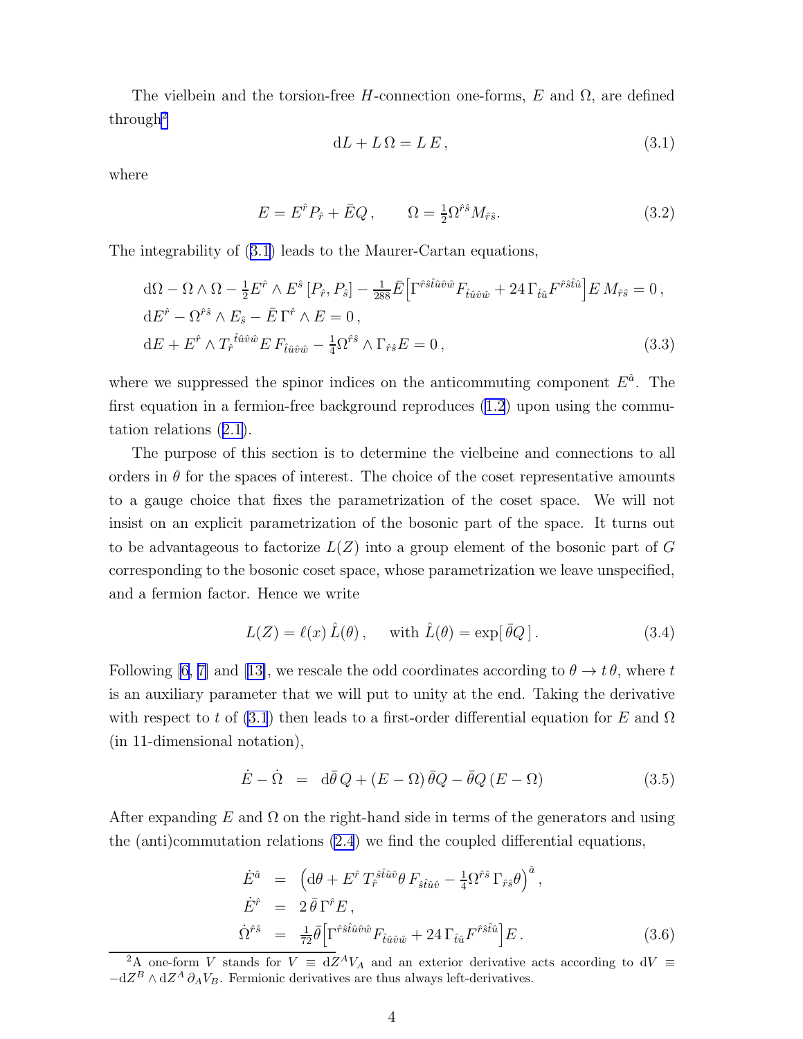The vielbein and the torsion-free $H$-connection one-forms, $E$ and $\Omega$, are defined through[2]

$$\mathrm{d}L + L\,\Omega = L\,E\,, \tag{3.1}$$

where

$$E = E^{\hat r} P_{\hat r} + \bar E Q\,, \qquad \Omega = \tfrac{1}{2}\Omega^{\hat r\hat s} M_{\hat r\hat s}. \tag{3.2}$$

The integrability of (3.1) leads to the Maurer-Cartan equations,

$$\begin{aligned}
&\mathrm{d}\Omega - \Omega\wedge\Omega - \tfrac{1}{2}E^{\hat r}\wedge E^{\hat s}\,[P_{\hat r},P_{\hat s}] - \tfrac{1}{288}\bar E\Big[\Gamma^{\hat r\hat s\hat t\hat u\hat v\hat w}F_{\hat t\hat u\hat v\hat w} + 24\,\Gamma_{\hat t\hat u}F^{\hat r\hat s\hat t\hat u}\Big]E\,M_{\hat r\hat s} = 0\,,\\
&\mathrm{d}E^{\hat r} - \Omega^{\hat r\hat s}\wedge E_{\hat s} - \bar E\,\Gamma^{\hat r}\wedge E = 0\,,\\
&\mathrm{d}E + E^{\hat r}\wedge T_{\hat r}{}^{\hat t\hat u\hat v\hat w}E\,F_{\hat t\hat u\hat v\hat w} - \tfrac{1}{4}\Omega^{\hat r\hat s}\wedge\Gamma_{\hat r\hat s}E = 0\,,
\end{aligned} \tag{3.3}$$

where we suppressed the spinor indices on the anticommuting component $E^{\hat a}$. The first equation in a fermion-free background reproduces (1.2) upon using the commutation relations (2.1).

The purpose of this section is to determine the vielbeine and connections to all orders in $\theta$ for the spaces of interest. The choice of the coset representative amounts to a gauge choice that fixes the parametrization of the coset space. We will not insist on an explicit parametrization of the bosonic part of the space. It turns out to be advantageous to factorize $L(Z)$ into a group element of the bosonic part of $G$ corresponding to the bosonic coset space, whose parametrization we leave unspecified, and a fermion factor. Hence we write

$$L(Z) = \ell(x)\,\hat L(\theta)\,, \qquad \text{with } \hat L(\theta) = \exp[\,\bar\theta Q\,]\,. \tag{3.4}$$

Following [6, 7] and [13], we rescale the odd coordinates according to $\theta\to t\,\theta$, where $t$ is an auxiliary parameter that we will put to unity at the end. Taking the derivative with respect to $t$ of (3.1) then leads to a first-order differential equation for $E$ and $\Omega$ (in 11-dimensional notation),

$$\dot E - \dot\Omega \;=\; \mathrm{d}\bar\theta\,Q + (E-\Omega)\,\bar\theta Q - \bar\theta Q\,(E-\Omega) \tag{3.5}$$

After expanding $E$ and $\Omega$ on the right-hand side in terms of the generators and using the (anti)commutation relations (2.4) we find the coupled differential equations,

$$\begin{aligned}
\dot E^{\hat a} &= \Big(\mathrm{d}\theta + E^{\hat r}\,T_{\hat r}{}^{\hat s\hat t\hat u\hat v}\theta\,F_{\hat s\hat t\hat u\hat v} - \tfrac{1}{4}\Omega^{\hat r\hat s}\,\Gamma_{\hat r\hat s}\theta\Big)^{\hat a}\,,\\
\dot E^{\hat r} &= 2\,\bar\theta\,\Gamma^{\hat r}E\,,\\
\dot\Omega^{\hat r\hat s} &= \tfrac{1}{72}\bar\theta\Big[\Gamma^{\hat r\hat s\hat t\hat u\hat v\hat w}F_{\hat t\hat u\hat v\hat w} + 24\,\Gamma_{\hat t\hat u}F^{\hat r\hat s\hat t\hat u}\Big]E\,.
\end{aligned} \tag{3.6}$$

---

[2] A one-form $V$ stands for $V \equiv \mathrm{d}Z^A V_A$ and an exterior derivative acts according to $\mathrm{d}V \equiv -\mathrm{d}Z^B\wedge\mathrm{d}Z^A\,\partial_A V_B$. Fermionic derivatives are thus always left-derivatives.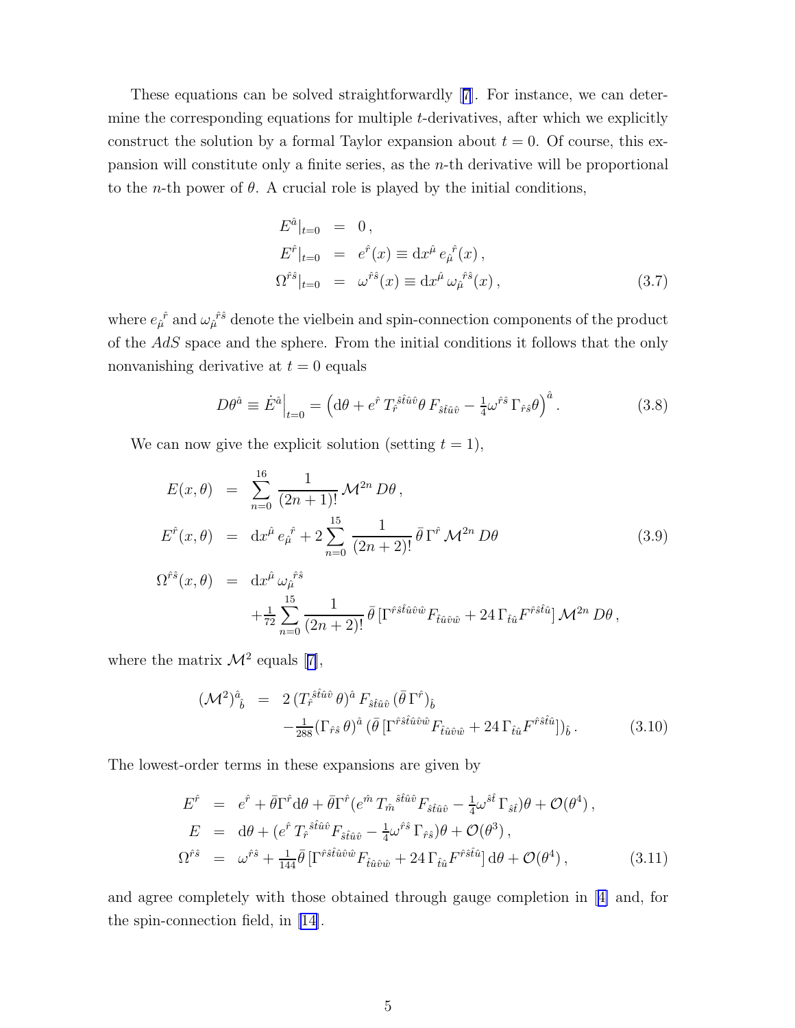These equations can be solved straightforwardly [7]. For instance, we can determine the corresponding equations for multiple $t$-derivatives, after which we explicitly construct the solution by a formal Taylor expansion about $t = 0$. Of course, this expansion will constitute only a finite series, as the $n$-th derivative will be proportional to the $n$-th power of $\theta$. A crucial role is played by the initial conditions,

$$
\begin{aligned}
E^{\hat{a}}|_{t=0} &= 0\,, \\
E^{\hat{r}}|_{t=0} &= e^{\hat{r}}(x) \equiv \mathrm{d}x^{\hat{\mu}}\, e_{\hat{\mu}}{}^{\hat{r}}(x)\,, \\
\Omega^{\hat{r}\hat{s}}|_{t=0} &= \omega^{\hat{r}\hat{s}}(x) \equiv \mathrm{d}x^{\hat{\mu}}\, \omega_{\hat{\mu}}{}^{\hat{r}\hat{s}}(x)\,,
\end{aligned}
\tag{3.7}
$$

where $e_{\hat{\mu}}{}^{\hat{r}}$ and $\omega_{\hat{\mu}}{}^{\hat{r}\hat{s}}$ denote the vielbein and spin-connection components of the product of the $AdS$ space and the sphere. From the initial conditions it follows that the only nonvanishing derivative at $t = 0$ equals

$$
D\theta^{\hat{a}} \equiv \dot{E}^{\hat{a}}\Big|_{t=0} = \Big(\mathrm{d}\theta + e^{\hat{r}}\, T_{\hat{r}}{}^{\hat{s}\hat{t}\hat{u}\hat{v}}\theta\, F_{\hat{s}\hat{t}\hat{u}\hat{v}} - \tfrac{1}{4}\omega^{\hat{r}\hat{s}}\,\Gamma_{\hat{r}\hat{s}}\theta\Big)^{\hat{a}}\,.
\tag{3.8}
$$

We can now give the explicit solution (setting $t = 1$),

$$
\begin{aligned}
E(x,\theta) &= \sum_{n=0}^{16} \frac{1}{(2n+1)!}\,\mathcal{M}^{2n}\, D\theta\,, \\
E^{\hat{r}}(x,\theta) &= \mathrm{d}x^{\hat{\mu}}\, e_{\hat{\mu}}{}^{\hat{r}} + 2\sum_{n=0}^{15} \frac{1}{(2n+2)!}\,\bar{\theta}\,\Gamma^{\hat{r}}\,\mathcal{M}^{2n}\, D\theta \\
\Omega^{\hat{r}\hat{s}}(x,\theta) &= \mathrm{d}x^{\hat{\mu}}\,\omega_{\hat{\mu}}{}^{\hat{r}\hat{s}} \\
&\quad + \tfrac{1}{72}\sum_{n=0}^{15} \frac{1}{(2n+2)!}\,\bar{\theta}\,[\Gamma^{\hat{r}\hat{s}\hat{t}\hat{u}\hat{v}\hat{w}}F_{\hat{t}\hat{u}\hat{v}\hat{w}} + 24\,\Gamma_{\hat{t}\hat{u}}F^{\hat{r}\hat{s}\hat{t}\hat{u}}]\,\mathcal{M}^{2n}\, D\theta\,,
\end{aligned}
\tag{3.9}
$$

where the matrix $\mathcal{M}^2$ equals [7],

$$
\begin{aligned}
(\mathcal{M}^2)^{\hat{a}}{}_{\hat{b}} &= 2\,(T_{\hat{r}}{}^{\hat{s}\hat{t}\hat{u}\hat{v}}\,\theta)^{\hat{a}}\, F_{\hat{s}\hat{t}\hat{u}\hat{v}}\,(\bar{\theta}\,\Gamma^{\hat{r}})_{\hat{b}} \\
&\quad - \tfrac{1}{288}(\Gamma_{\hat{r}\hat{s}}\,\theta)^{\hat{a}}\,(\bar{\theta}\,[\Gamma^{\hat{r}\hat{s}\hat{t}\hat{u}\hat{v}\hat{w}}F_{\hat{t}\hat{u}\hat{v}\hat{w}} + 24\,\Gamma_{\hat{t}\hat{u}}F^{\hat{r}\hat{s}\hat{t}\hat{u}}])_{\hat{b}}\,.
\end{aligned}
\tag{3.10}
$$

The lowest-order terms in these expansions are given by

$$
\begin{aligned}
E^{\hat{r}} &= e^{\hat{r}} + \bar{\theta}\Gamma^{\hat{r}}\mathrm{d}\theta + \bar{\theta}\Gamma^{\hat{r}}(e^{\hat{m}}\,T_{\hat{m}}{}^{\hat{s}\hat{t}\hat{u}\hat{v}}F_{\hat{s}\hat{t}\hat{u}\hat{v}} - \tfrac{1}{4}\omega^{\hat{s}\hat{t}}\,\Gamma_{\hat{s}\hat{t}})\theta + \mathcal{O}(\theta^4)\,, \\
E &= \mathrm{d}\theta + (e^{\hat{r}}\,T_{\hat{r}}{}^{\hat{s}\hat{t}\hat{u}\hat{v}}F_{\hat{s}\hat{t}\hat{u}\hat{v}} - \tfrac{1}{4}\omega^{\hat{r}\hat{s}}\,\Gamma_{\hat{r}\hat{s}})\theta + \mathcal{O}(\theta^3)\,, \\
\Omega^{\hat{r}\hat{s}} &= \omega^{\hat{r}\hat{s}} + \tfrac{1}{144}\bar{\theta}\,[\Gamma^{\hat{r}\hat{s}\hat{t}\hat{u}\hat{v}\hat{w}}F_{\hat{t}\hat{u}\hat{v}\hat{w}} + 24\,\Gamma_{\hat{t}\hat{u}}F^{\hat{r}\hat{s}\hat{t}\hat{u}}]\,\mathrm{d}\theta + \mathcal{O}(\theta^4)\,,
\end{aligned}
\tag{3.11}
$$

and agree completely with those obtained through gauge completion in [4] and, for the spin-connection field, in [14].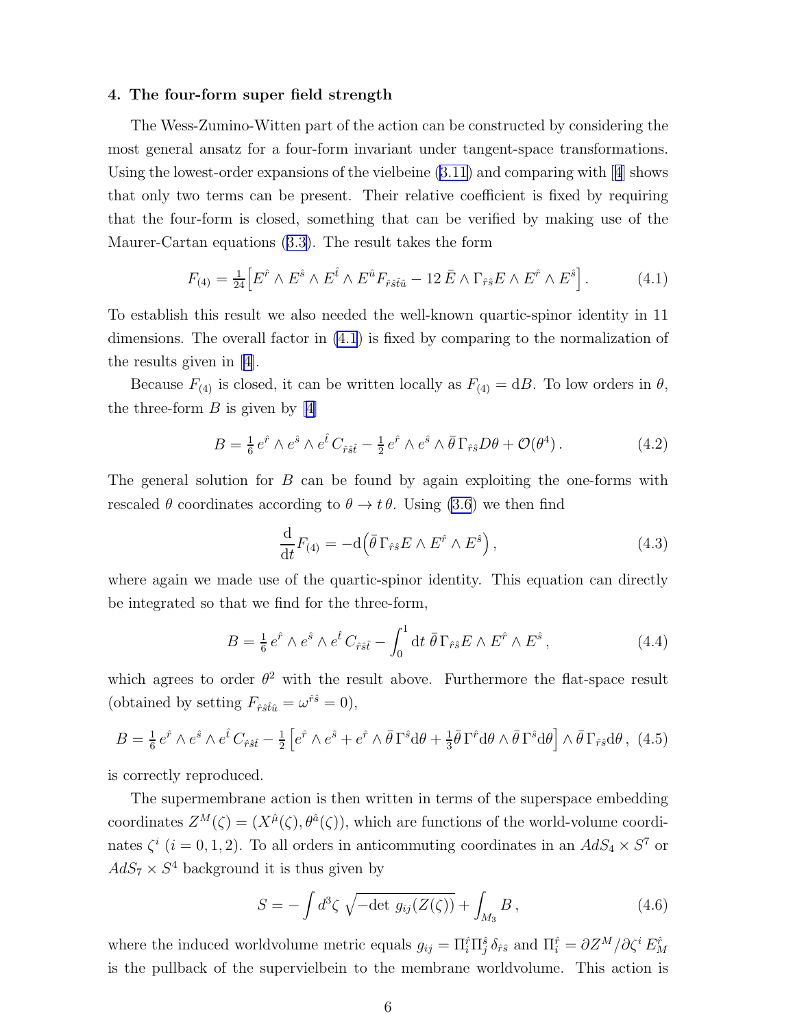### 4. The four-form super field strength

The Wess-Zumino-Witten part of the action can be constructed by considering the most general ansatz for a four-form invariant under tangent-space transformations. Using the lowest-order expansions of the vielbeine (3.11) and comparing with [4] shows that only two terms can be present. Their relative coefficient is fixed by requiring that the four-form is closed, something that can be verified by making use of the Maurer-Cartan equations (3.3). The result takes the form

$$F_{(4)} = \tfrac{1}{24}\Big[E^{\hat r}\wedge E^{\hat s}\wedge E^{\hat t}\wedge E^{\hat u} F_{\hat r\hat s\hat t\hat u} - 12\,\bar E\wedge \Gamma_{\hat r\hat s}E\wedge E^{\hat r}\wedge E^{\hat s}\Big]\,. \tag{4.1}$$

To establish this result we also needed the well-known quartic-spinor identity in 11 dimensions. The overall factor in (4.1) is fixed by comparing to the normalization of the results given in [4].

Because $F_{(4)}$ is closed, it can be written locally as $F_{(4)} = \mathrm{d}B$. To low orders in $\theta$, the three-form $B$ is given by [4]

$$B = \tfrac16\, e^{\hat r}\wedge e^{\hat s}\wedge e^{\hat t}\, C_{\hat r\hat s\hat t} - \tfrac12\, e^{\hat r}\wedge e^{\hat s}\wedge \bar\theta\,\Gamma_{\hat r\hat s}D\theta + \mathcal{O}(\theta^4)\,. \tag{4.2}$$

The general solution for $B$ can be found by again exploiting the one-forms with rescaled $\theta$ coordinates according to $\theta\to t\,\theta$. Using (3.6) we then find

$$\frac{\mathrm{d}}{\mathrm{d}t}F_{(4)} = -\mathrm{d}\Big(\bar\theta\,\Gamma_{\hat r\hat s}E\wedge E^{\hat r}\wedge E^{\hat s}\Big)\,, \tag{4.3}$$

where again we made use of the quartic-spinor identity. This equation can directly be integrated so that we find for the three-form,

$$B = \tfrac16\, e^{\hat r}\wedge e^{\hat s}\wedge e^{\hat t}\, C_{\hat r\hat s\hat t} - \int_0^1 \mathrm{d}t\;\bar\theta\,\Gamma_{\hat r\hat s}E\wedge E^{\hat r}\wedge E^{\hat s}\,, \tag{4.4}$$

which agrees to order $\theta^2$ with the result above. Furthermore the flat-space result (obtained by setting $F_{\hat r\hat s\hat t\hat u} = \omega^{\hat r\hat s} = 0$),

$$B = \tfrac16\, e^{\hat r}\wedge e^{\hat s}\wedge e^{\hat t}\, C_{\hat r\hat s\hat t} - \tfrac12\Big[e^{\hat r}\wedge e^{\hat s} + e^{\hat r}\wedge\bar\theta\,\Gamma^{\hat s}\mathrm{d}\theta + \tfrac13\bar\theta\,\Gamma^{\hat r}\mathrm{d}\theta\wedge\bar\theta\,\Gamma^{\hat s}\mathrm{d}\theta\Big]\wedge\bar\theta\,\Gamma_{\hat r\hat s}\mathrm{d}\theta\,, \tag{4.5}$$

is correctly reproduced.

The supermembrane action is then written in terms of the superspace embedding coordinates $Z^M(\zeta) = (X^{\hat\mu}(\zeta),\theta^{\hat\alpha}(\zeta))$, which are functions of the world-volume coordinates $\zeta^i$ ($i=0,1,2$). To all orders in anticommuting coordinates in an $AdS_4\times S^7$ or $AdS_7\times S^4$ background it is thus given by

$$S = -\int d^3\zeta\,\sqrt{-\det\, g_{ij}(Z(\zeta))} + \int_{M_3} B\,, \tag{4.6}$$

where the induced worldvolume metric equals $g_{ij} = \Pi_i^{\hat r}\Pi_j^{\hat s}\,\delta_{\hat r\hat s}$ and $\Pi_i^{\hat r} = \partial Z^M/\partial\zeta^i\, E_M^{\hat r}$ is the pullback of the supervielbein to the membrane worldvolume. This action is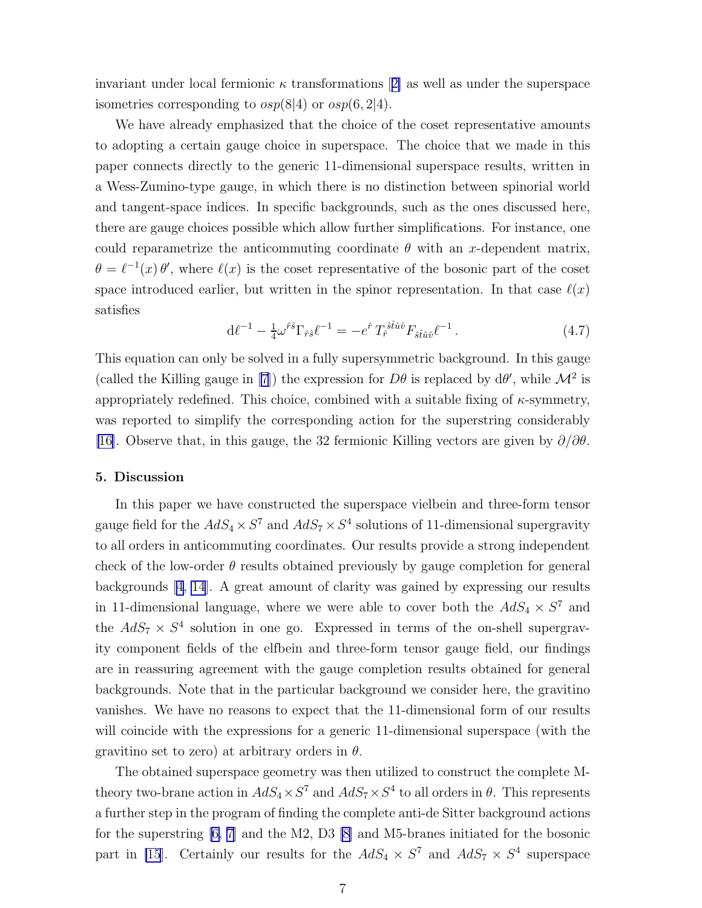invariant under local fermionic $\kappa$ transformations [2] as well as under the superspace isometries corresponding to $osp(8|4)$ or $osp(6,2|4)$.

We have already emphasized that the choice of the coset representative amounts to adopting a certain gauge choice in superspace. The choice that we made in this paper connects directly to the generic 11-dimensional superspace results, written in a Wess-Zumino-type gauge, in which there is no distinction between spinorial world and tangent-space indices. In specific backgrounds, such as the ones discussed here, there are gauge choices possible which allow further simplifications. For instance, one could reparametrize the anticommuting coordinate $\theta$ with an $x$-dependent matrix, $\theta = \ell^{-1}(x)\,\theta'$, where $\ell(x)$ is the coset representative of the bosonic part of the coset space introduced earlier, but written in the spinor representation. In that case $\ell(x)$ satisfies

$$\mathrm{d}\ell^{-1} - \tfrac{1}{4}\omega^{\hat r\hat s}\Gamma_{\hat r\hat s}\ell^{-1} = -e^{\hat r}\, T_{\hat r}^{\hat s\hat t\hat u\hat v}F_{\hat s\hat t\hat u\hat v}\ell^{-1}\,. \tag{4.7}$$

This equation can only be solved in a fully supersymmetric background. In this gauge (called the Killing gauge in [7]) the expression for $D\theta$ is replaced by $\mathrm{d}\theta'$, while $\mathcal{M}^2$ is appropriately redefined. This choice, combined with a suitable fixing of $\kappa$-symmetry, was reported to simplify the corresponding action for the superstring considerably [16]. Observe that, in this gauge, the 32 fermionic Killing vectors are given by $\partial/\partial\theta$.

## 5. Discussion

In this paper we have constructed the superspace vielbein and three-form tensor gauge field for the $AdS_4 \times S^7$ and $AdS_7 \times S^4$ solutions of 11-dimensional supergravity to all orders in anticommuting coordinates. Our results provide a strong independent check of the low-order $\theta$ results obtained previously by gauge completion for general backgrounds [4, 14]. A great amount of clarity was gained by expressing our results in 11-dimensional language, where we were able to cover both the $AdS_4 \times S^7$ and the $AdS_7 \times S^4$ solution in one go. Expressed in terms of the on-shell supergravity component fields of the elfbein and three-form tensor gauge field, our findings are in reassuring agreement with the gauge completion results obtained for general backgrounds. Note that in the particular background we consider here, the gravitino vanishes. We have no reasons to expect that the 11-dimensional form of our results will coincide with the expressions for a generic 11-dimensional superspace (with the gravitino set to zero) at arbitrary orders in $\theta$.

The obtained superspace geometry was then utilized to construct the complete M-theory two-brane action in $AdS_4 \times S^7$ and $AdS_7 \times S^4$ to all orders in $\theta$. This represents a further step in the program of finding the complete anti-de Sitter background actions for the superstring [6, 7] and the M2, D3 [8] and M5-branes initiated for the bosonic part in [15]. Certainly our results for the $AdS_4 \times S^7$ and $AdS_7 \times S^4$ superspace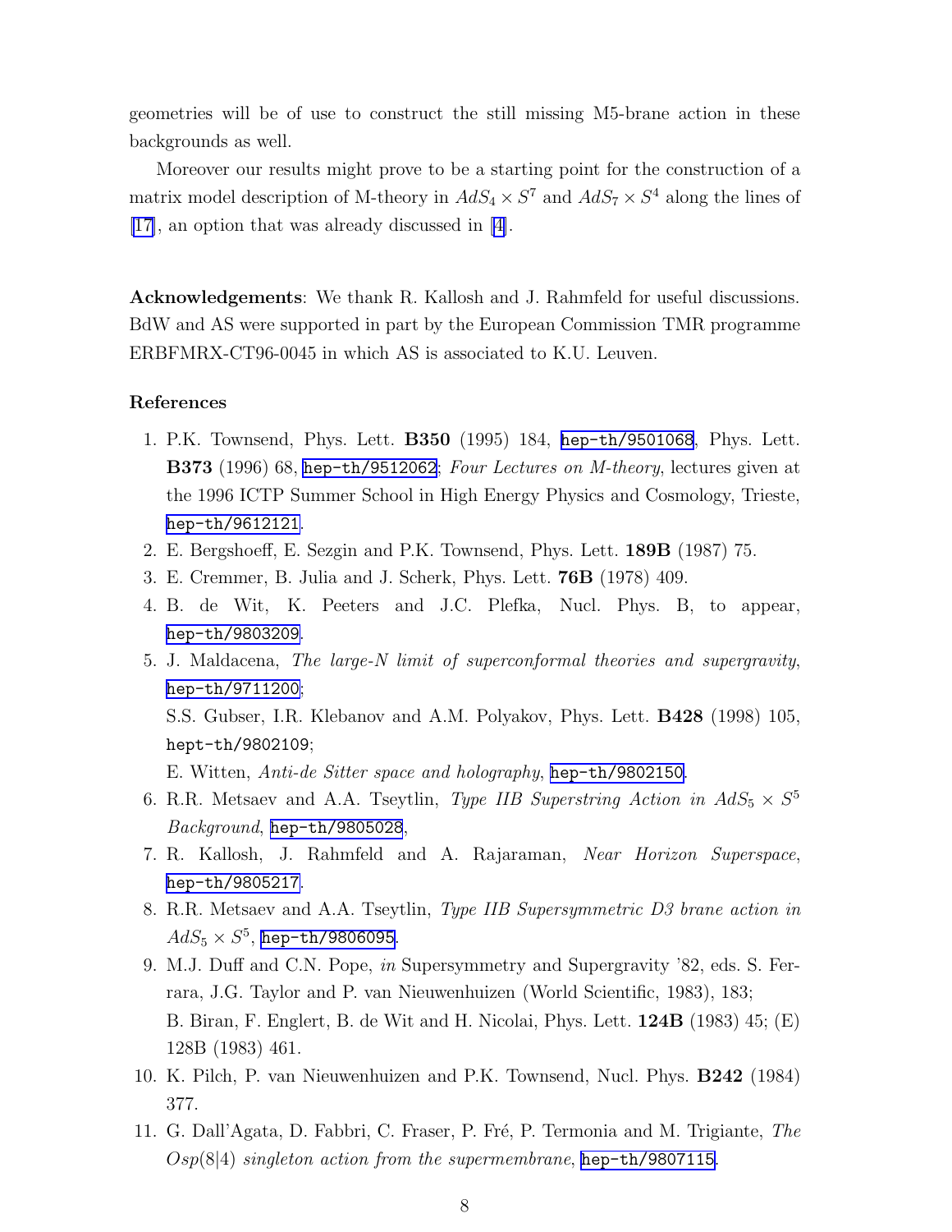geometries will be of use to construct the still missing M5-brane action in these backgrounds as well.

Moreover our results might prove to be a starting point for the construction of a matrix model description of M-theory in $AdS_4 \times S^7$ and $AdS_7 \times S^4$ along the lines of [17], an option that was already discussed in [4].

**Acknowledgements**: We thank R. Kallosh and J. Rahmfeld for useful discussions. BdW and AS were supported in part by the European Commission TMR programme ERBFMRX-CT96-0045 in which AS is associated to K.U. Leuven.

**References**

1. P.K. Townsend, Phys. Lett. **B350** (1995) 184, hep-th/9501068, Phys. Lett. **B373** (1996) 68, hep-th/9512062; *Four Lectures on M-theory*, lectures given at the 1996 ICTP Summer School in High Energy Physics and Cosmology, Trieste, hep-th/9612121.
2. E. Bergshoeff, E. Sezgin and P.K. Townsend, Phys. Lett. **189B** (1987) 75.
3. E. Cremmer, B. Julia and J. Scherk, Phys. Lett. **76B** (1978) 409.
4. B. de Wit, K. Peeters and J.C. Plefka, Nucl. Phys. B, to appear, hep-th/9803209.
5. J. Maldacena, *The large-N limit of superconformal theories and supergravity*, hep-th/9711200;
   S.S. Gubser, I.R. Klebanov and A.M. Polyakov, Phys. Lett. **B428** (1998) 105, hept-th/9802109;
   E. Witten, *Anti-de Sitter space and holography*, hep-th/9802150.
6. R.R. Metsaev and A.A. Tseytlin, *Type IIB Superstring Action in $AdS_5 \times S^5$ Background*, hep-th/9805028,
7. R. Kallosh, J. Rahmfeld and A. Rajaraman, *Near Horizon Superspace*, hep-th/9805217.
8. R.R. Metsaev and A.A. Tseytlin, *Type IIB Supersymmetric D3 brane action in $AdS_5 \times S^5$*, hep-th/9806095.
9. M.J. Duff and C.N. Pope, *in* Supersymmetry and Supergravity '82, eds. S. Ferrara, J.G. Taylor and P. van Nieuwenhuizen (World Scientific, 1983), 183;
   B. Biran, F. Englert, B. de Wit and H. Nicolai, Phys. Lett. **124B** (1983) 45; (E) 128B (1983) 461.
10. K. Pilch, P. van Nieuwenhuizen and P.K. Townsend, Nucl. Phys. **B242** (1984) 377.
11. G. Dall'Agata, D. Fabbri, C. Fraser, P. Fré, P. Termonia and M. Trigiante, *The $Osp(8|4)$ singleton action from the supermembrane*, hep-th/9807115.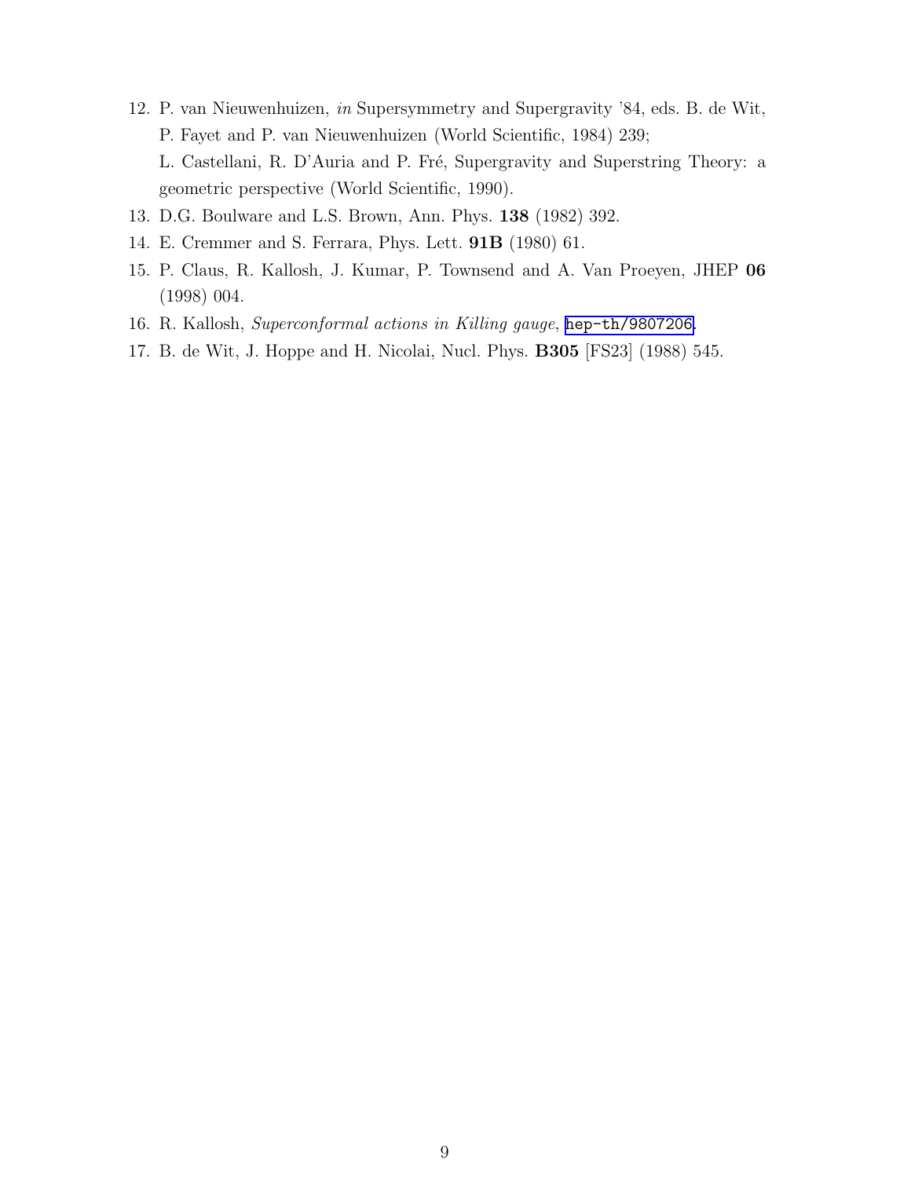12. P. van Nieuwenhuizen, *in* Supersymmetry and Supergravity '84, eds. B. de Wit, P. Fayet and P. van Nieuwenhuizen (World Scientific, 1984) 239;
    L. Castellani, R. D'Auria and P. Fré, Supergravity and Superstring Theory: a geometric perspective (World Scientific, 1990).
13. D.G. Boulware and L.S. Brown, Ann. Phys. **138** (1982) 392.
14. E. Cremmer and S. Ferrara, Phys. Lett. **91B** (1980) 61.
15. P. Claus, R. Kallosh, J. Kumar, P. Townsend and A. Van Proeyen, JHEP **06** (1998) 004.
16. R. Kallosh, *Superconformal actions in Killing gauge*, hep-th/9807206.
17. B. de Wit, J. Hoppe and H. Nicolai, Nucl. Phys. **B305** [FS23] (1988) 545.